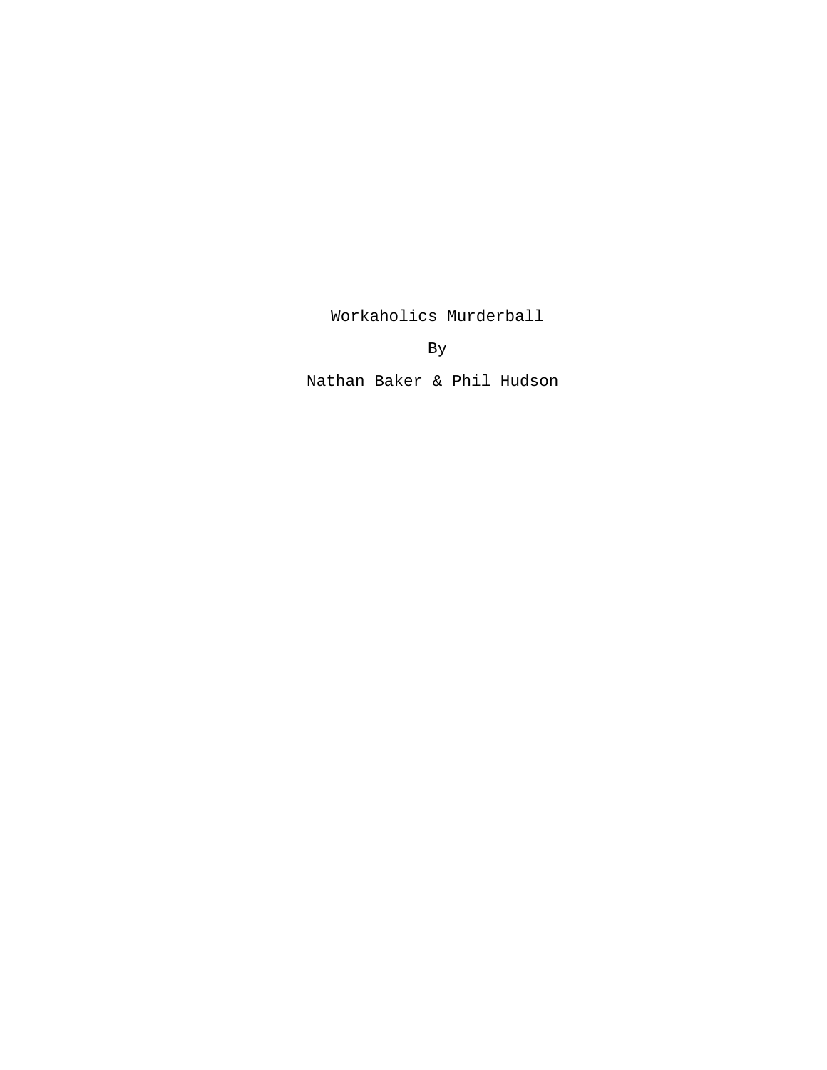Workaholics Murderball

By

Nathan Baker & Phil Hudson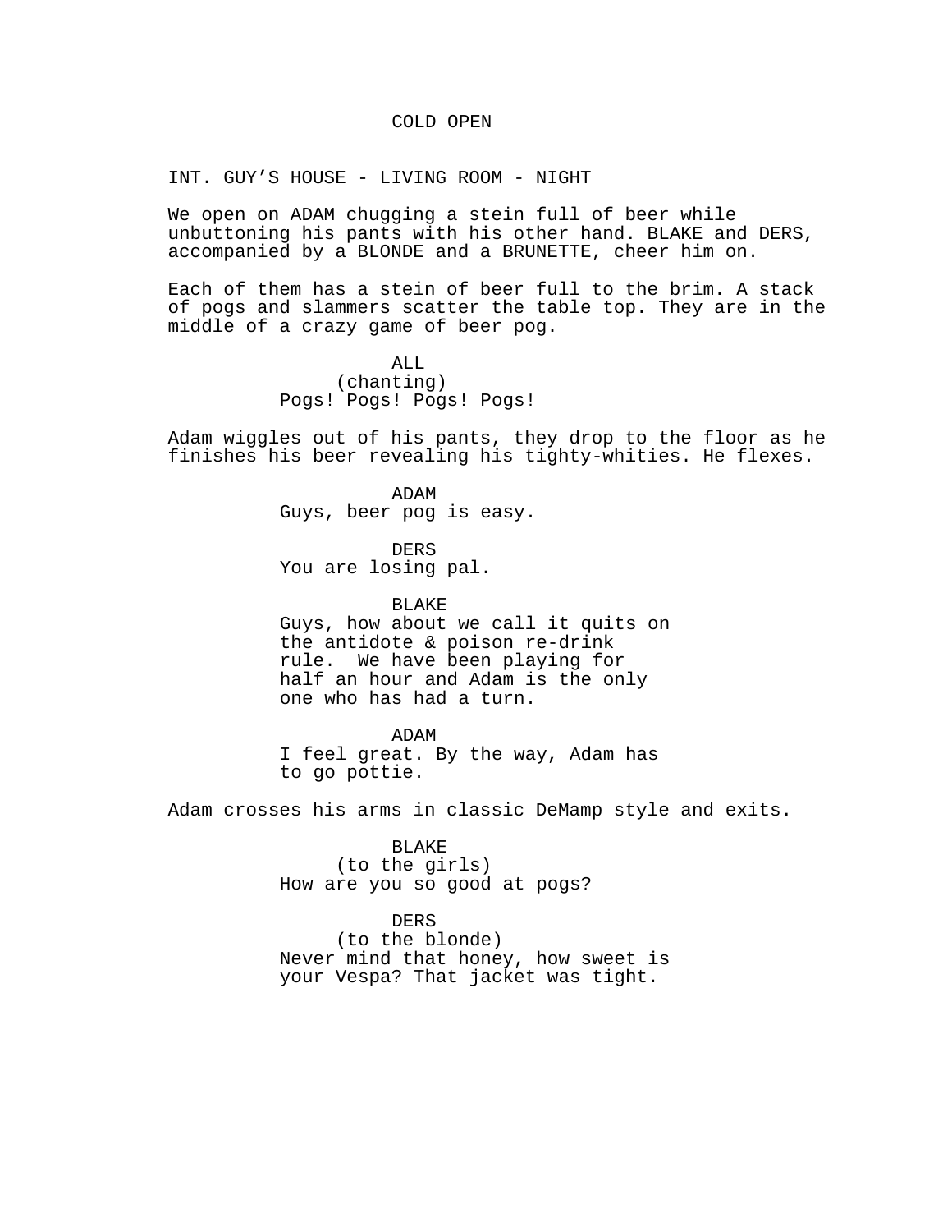COLD OPEN

INT. GUY’S HOUSE - LIVING ROOM - NIGHT

We open on ADAM chugging a stein full of beer while unbuttoning his pants with his other hand. BLAKE and DERS, accompanied by a BLONDE and a BRUNETTE, cheer him on.

Each of them has a stein of beer full to the brim. A stack of pogs and slammers scatter the table top. They are in the middle of a crazy game of beer pog.

ALL
(chanting)
Pogs! Pogs! Pogs! Pogs!

Adam wiggles out of his pants, they drop to the floor as he finishes his beer revealing his tighty-whities. He flexes.

ADAM
Guys, beer pog is easy.

DERS
You are losing pal.

BLAKE
Guys, how about we call it quits on the antidote & poison re-drink rule. We have been playing for half an hour and Adam is the only one who has had a turn.

ADAM
I feel great. By the way, Adam has to go pottie.

Adam crosses his arms in classic DeMamp style and exits.

BLAKE
(to the girls)
How are you so good at pogs?

DERS
(to the blonde)
Never mind that honey, how sweet is your Vespa? That jacket was tight.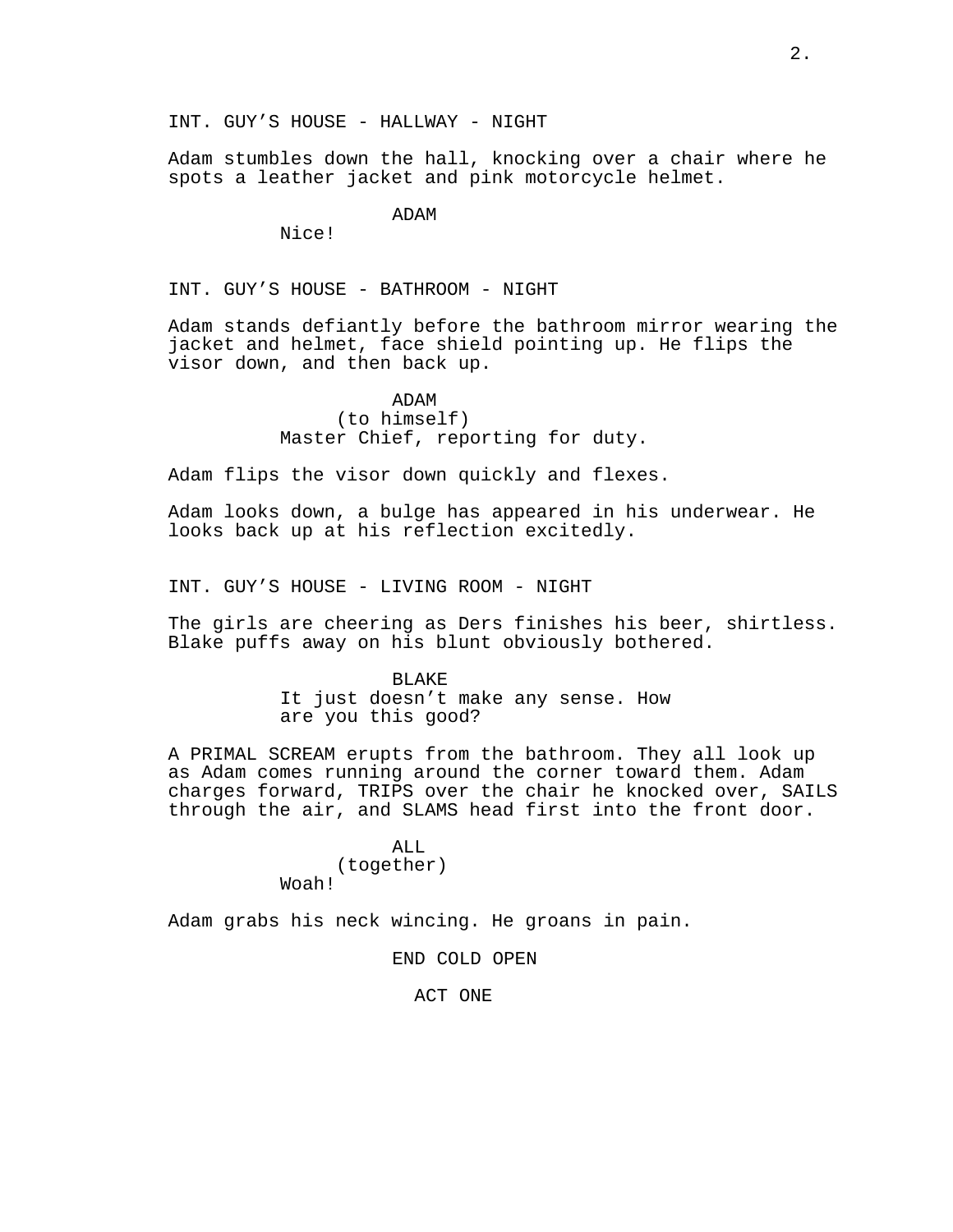INT. GUY’S HOUSE - HALLWAY - NIGHT

Adam stumbles down the hall, knocking over a chair where he spots a leather jacket and pink motorcycle helmet.

ADAM
Nice!

INT. GUY’S HOUSE - BATHROOM - NIGHT

Adam stands defiantly before the bathroom mirror wearing the jacket and helmet, face shield pointing up. He flips the visor down, and then back up.

ADAM
(to himself)
Master Chief, reporting for duty.

Adam flips the visor down quickly and flexes.

Adam looks down, a bulge has appeared in his underwear. He looks back up at his reflection excitedly.

INT. GUY’S HOUSE - LIVING ROOM - NIGHT

The girls are cheering as Ders finishes his beer, shirtless. Blake puffs away on his blunt obviously bothered.

BLAKE
It just doesn’t make any sense. How are you this good?

A PRIMAL SCREAM erupts from the bathroom. They all look up as Adam comes running around the corner toward them. Adam charges forward, TRIPS over the chair he knocked over, SAILS through the air, and SLAMS head first into the front door.

ALL
(together)
Woah!

Adam grabs his neck wincing. He groans in pain.

END COLD OPEN

ACT ONE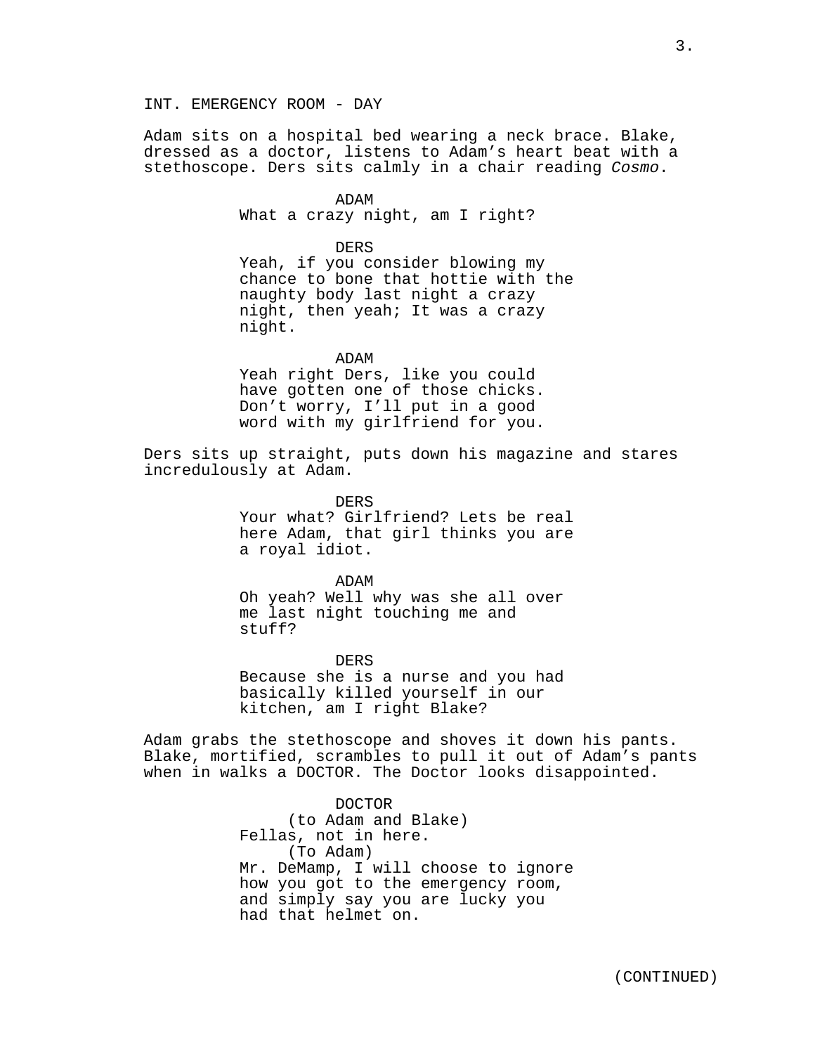INT. EMERGENCY ROOM - DAY

Adam sits on a hospital bed wearing a neck brace. Blake, dressed as a doctor, listens to Adam's heart beat with a stethoscope. Ders sits calmly in a chair reading *Cosmo*.

ADAM
What a crazy night, am I right?

DERS
Yeah, if you consider blowing my chance to bone that hottie with the naughty body last night a crazy night, then yeah; It was a crazy night.

ADAM
Yeah right Ders, like you could have gotten one of those chicks. Don't worry, I'll put in a good word with my girlfriend for you.

Ders sits up straight, puts down his magazine and stares incredulously at Adam.

DERS
Your what? Girlfriend? Lets be real here Adam, that girl thinks you are a royal idiot.

ADAM
Oh yeah? Well why was she all over me last night touching me and stuff?

DERS
Because she is a nurse and you had basically killed yourself in our kitchen, am I right Blake?

Adam grabs the stethoscope and shoves it down his pants. Blake, mortified, scrambles to pull it out of Adam's pants when in walks a DOCTOR. The Doctor looks disappointed.

DOCTOR
(to Adam and Blake)
Fellas, not in here.
(To Adam)
Mr. DeMamp, I will choose to ignore how you got to the emergency room, and simply say you are lucky you had that helmet on.

(CONTINUED)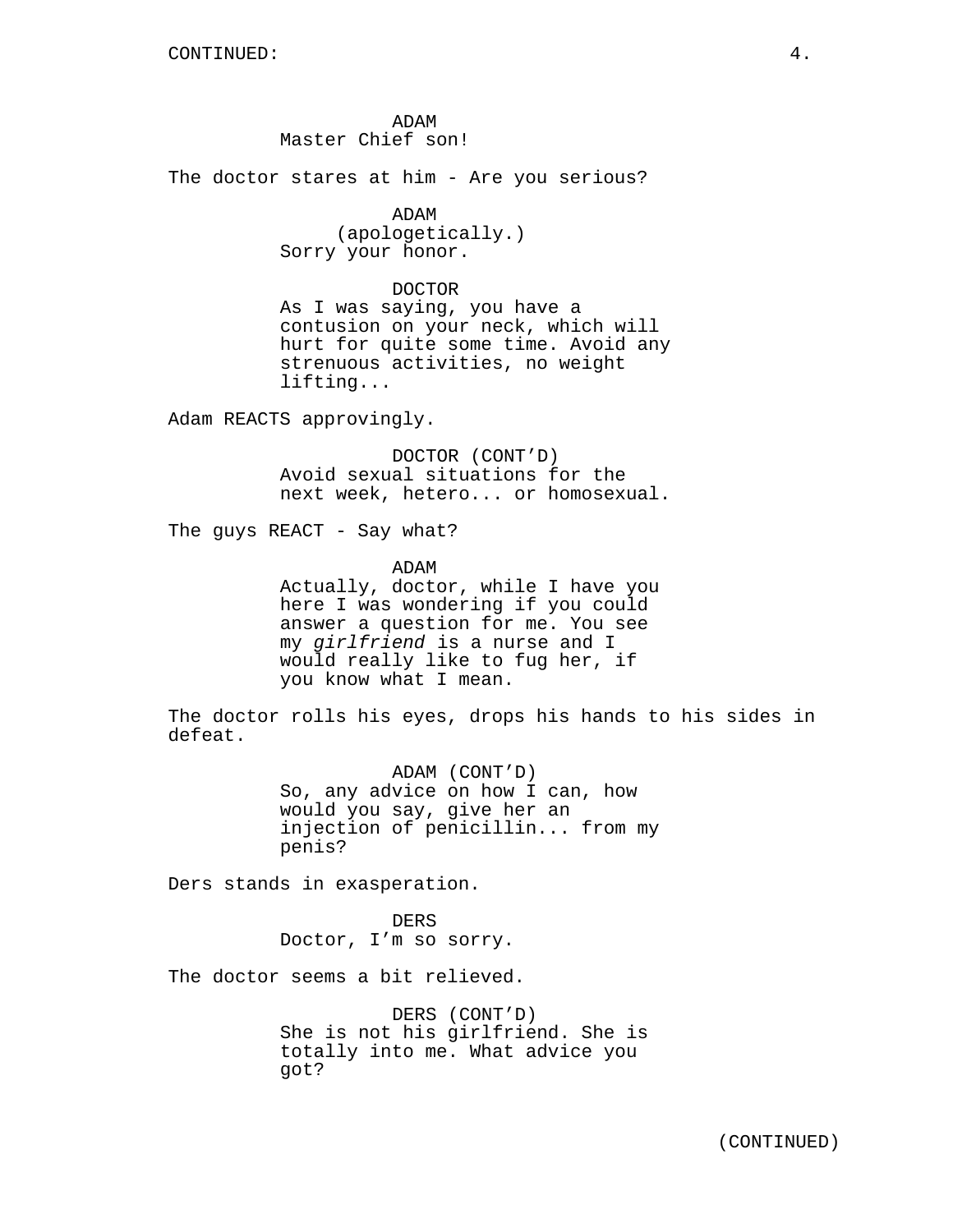CONTINUED:

ADAM
Master Chief son!

The doctor stares at him - Are you serious?

ADAM
(apologetically.)
Sorry your honor.

DOCTOR
As I was saying, you have a contusion on your neck, which will hurt for quite some time. Avoid any strenuous activities, no weight lifting...

Adam REACTS approvingly.

DOCTOR (CONT'D)
Avoid sexual situations for the next week, hetero... or homosexual.

The guys REACT - Say what?

ADAM
Actually, doctor, while I have you here I was wondering if you could answer a question for me. You see my *girlfriend* is a nurse and I would really like to fug her, if you know what I mean.

The doctor rolls his eyes, drops his hands to his sides in defeat.

ADAM (CONT'D)
So, any advice on how I can, how would you say, give her an injection of penicillin... from my penis?

Ders stands in exasperation.

DERS
Doctor, I'm so sorry.

The doctor seems a bit relieved.

DERS (CONT'D)
She is not his girlfriend. She is totally into me. What advice you got?

(CONTINUED)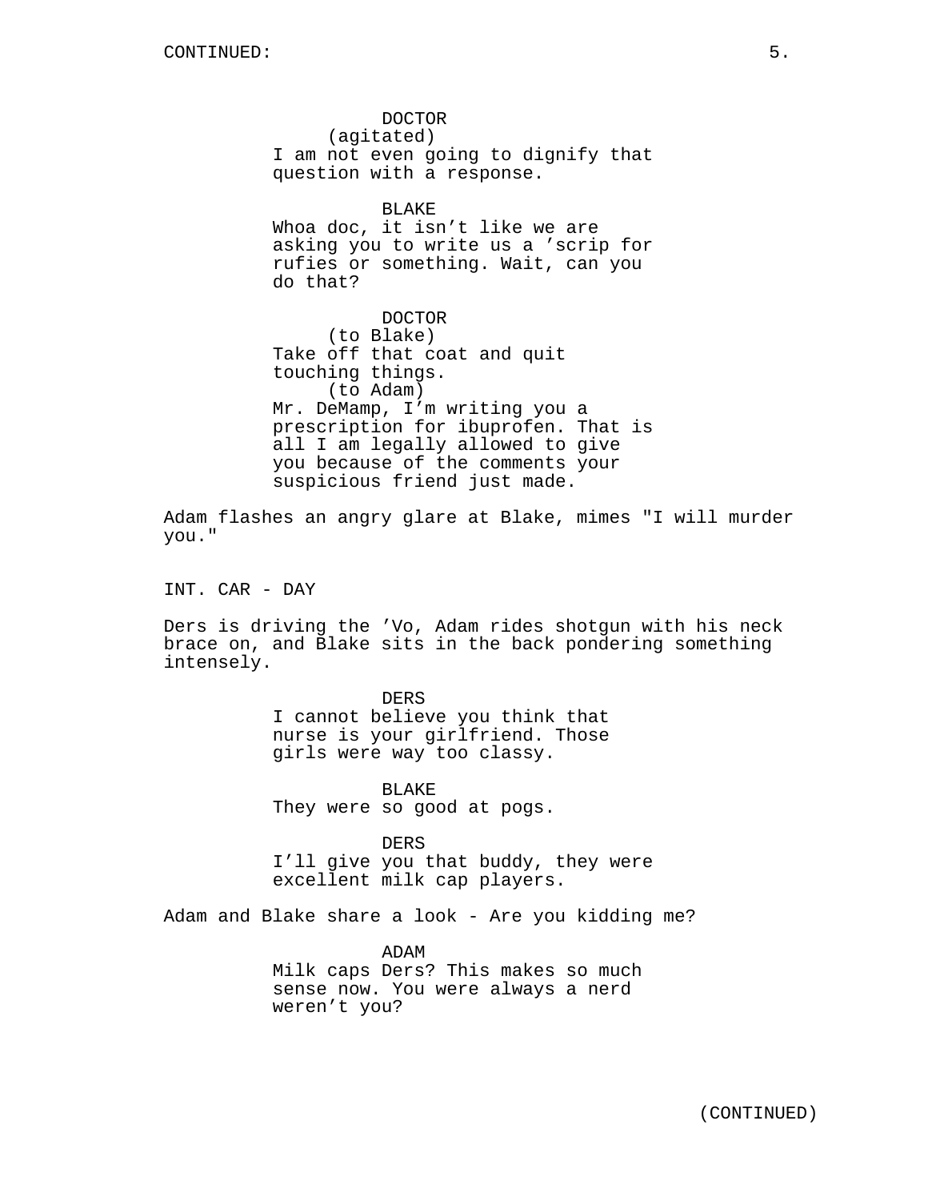DOCTOR
(agitated)
I am not even going to dignify that question with a response.

BLAKE
Whoa doc, it isn’t like we are asking you to write us a ’scrip for rufies or something. Wait, can you do that?

DOCTOR
(to Blake)
Take off that coat and quit touching things.
(to Adam)
Mr. DeMamp, I’m writing you a prescription for ibuprofen. That is all I am legally allowed to give you because of the comments your suspicious friend just made.

Adam flashes an angry glare at Blake, mimes "I will murder you."

INT. CAR - DAY

Ders is driving the ’Vo, Adam rides shotgun with his neck brace on, and Blake sits in the back pondering something intensely.

DERS
I cannot believe you think that nurse is your girlfriend. Those girls were way too classy.

BLAKE
They were so good at pogs.

DERS
I’ll give you that buddy, they were excellent milk cap players.

Adam and Blake share a look - Are you kidding me?

ADAM
Milk caps Ders? This makes so much sense now. You were always a nerd weren’t you?

(CONTINUED)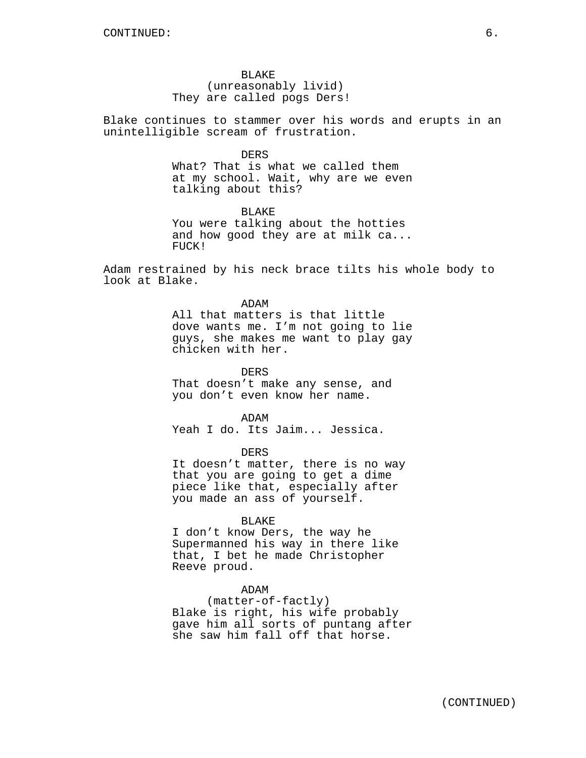BLAKE
(unreasonably livid)
They are called pogs Ders!

Blake continues to stammer over his words and erupts in an unintelligible scream of frustration.

DERS
What? That is what we called them at my school. Wait, why are we even talking about this?

BLAKE
You were talking about the hotties and how good they are at milk ca... FUCK!

Adam restrained by his neck brace tilts his whole body to look at Blake.

ADAM
All that matters is that little dove wants me. I'm not going to lie guys, she makes me want to play gay chicken with her.

DERS
That doesn't make any sense, and you don't even know her name.

ADAM
Yeah I do. Its Jaim... Jessica.

DERS
It doesn't matter, there is no way that you are going to get a dime piece like that, especially after you made an ass of yourself.

BLAKE
I don't know Ders, the way he Supermanned his way in there like that, I bet he made Christopher Reeve proud.

ADAM
(matter-of-factly)
Blake is right, his wife probably gave him all sorts of puntang after she saw him fall off that horse.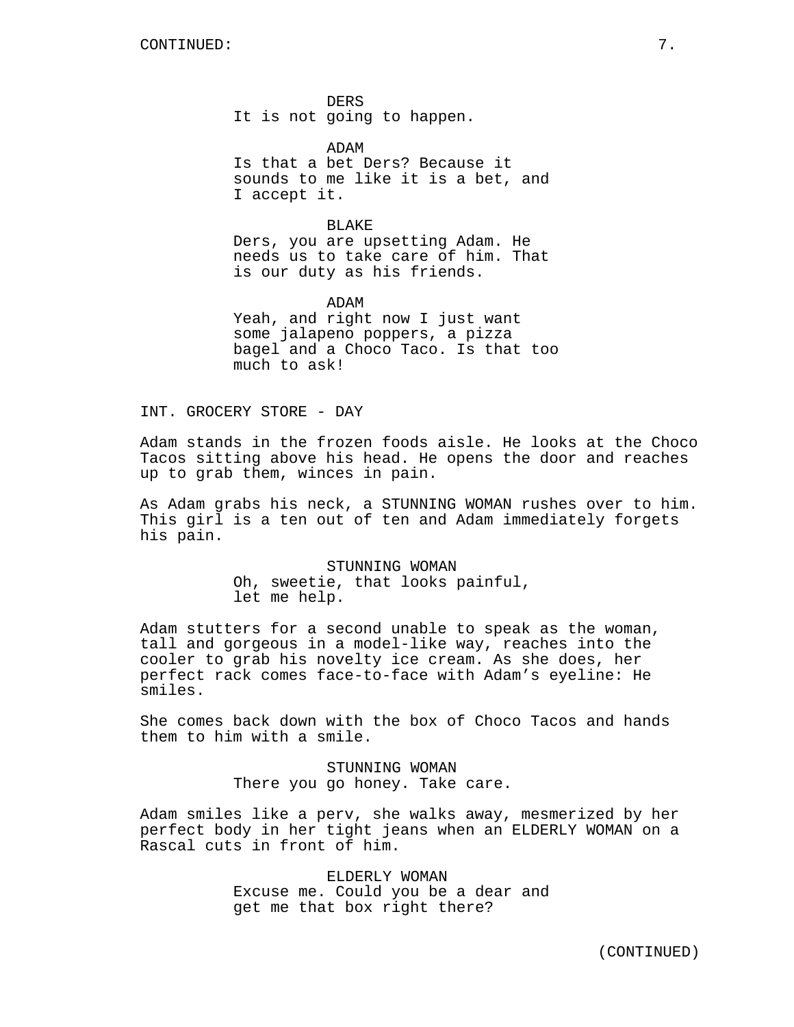DERS
It is not going to happen.

ADAM
Is that a bet Ders? Because it sounds to me like it is a bet, and I accept it.

BLAKE
Ders, you are upsetting Adam. He needs us to take care of him. That is our duty as his friends.

ADAM
Yeah, and right now I just want some jalapeno poppers, a pizza bagel and a Choco Taco. Is that too much to ask!

INT. GROCERY STORE - DAY

Adam stands in the frozen foods aisle. He looks at the Choco Tacos sitting above his head. He opens the door and reaches up to grab them, winces in pain.

As Adam grabs his neck, a STUNNING WOMAN rushes over to him. This girl is a ten out of ten and Adam immediately forgets his pain.

STUNNING WOMAN
Oh, sweetie, that looks painful, let me help.

Adam stutters for a second unable to speak as the woman, tall and gorgeous in a model-like way, reaches into the cooler to grab his novelty ice cream. As she does, her perfect rack comes face-to-face with Adam's eyeline: He smiles.

She comes back down with the box of Choco Tacos and hands them to him with a smile.

STUNNING WOMAN
There you go honey. Take care.

Adam smiles like a perv, she walks away, mesmerized by her perfect body in her tight jeans when an ELDERLY WOMAN on a Rascal cuts in front of him.

ELDERLY WOMAN
Excuse me. Could you be a dear and get me that box right there?

(CONTINUED)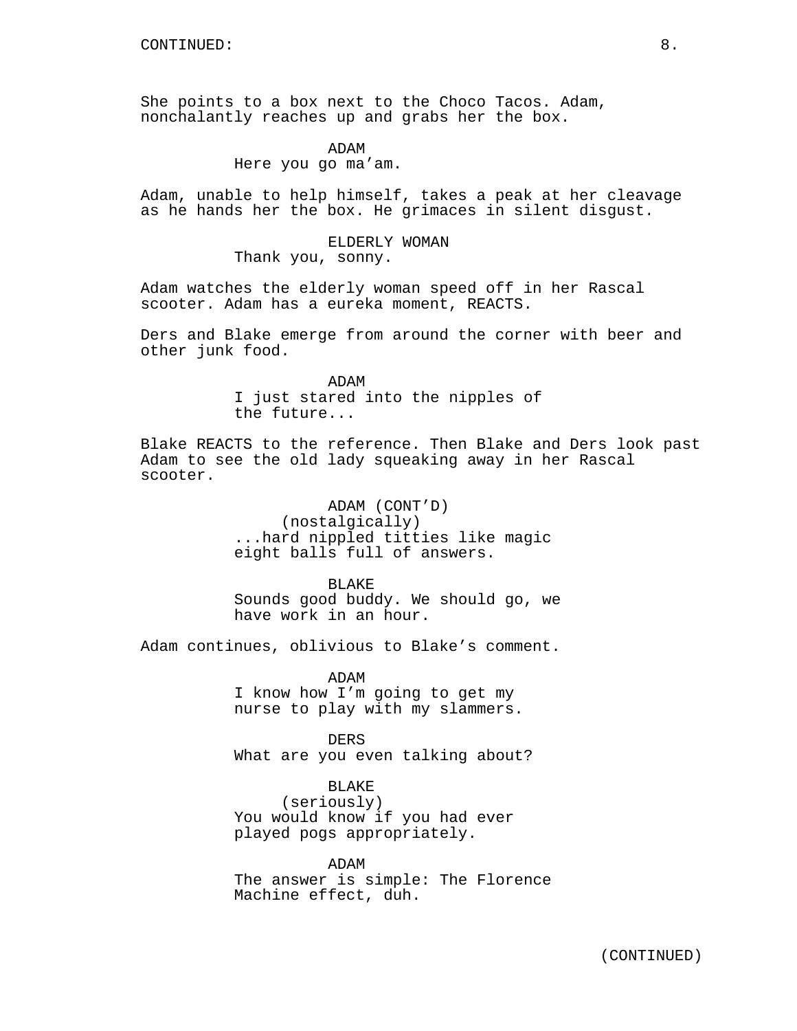She points to a box next to the Choco Tacos. Adam, nonchalantly reaches up and grabs her the box.

ADAM
Here you go ma'am.

Adam, unable to help himself, takes a peak at her cleavage as he hands her the box. He grimaces in silent disgust.

ELDERLY WOMAN
Thank you, sonny.

Adam watches the elderly woman speed off in her Rascal scooter. Adam has a eureka moment, REACTS.

Ders and Blake emerge from around the corner with beer and other junk food.

ADAM
I just stared into the nipples of the future...

Blake REACTS to the reference. Then Blake and Ders look past Adam to see the old lady squeaking away in her Rascal scooter.

ADAM (CONT'D)
(nostalgically)
...hard nippled titties like magic eight balls full of answers.

BLAKE
Sounds good buddy. We should go, we have work in an hour.

Adam continues, oblivious to Blake's comment.

ADAM
I know how I'm going to get my nurse to play with my slammers.

DERS
What are you even talking about?

BLAKE
(seriously)
You would know if you had ever played pogs appropriately.

ADAM
The answer is simple: The Florence Machine effect, duh.

(CONTINUED)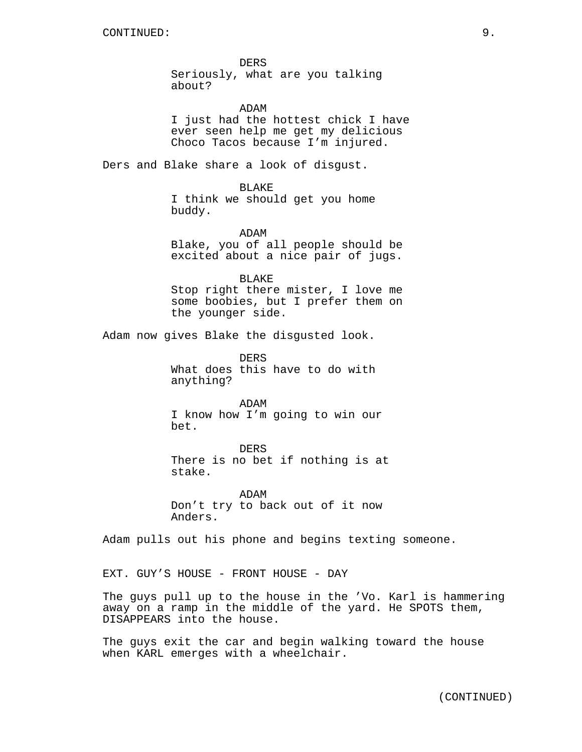DERS
Seriously, what are you talking about?

ADAM
I just had the hottest chick I have ever seen help me get my delicious Choco Tacos because I'm injured.

Ders and Blake share a look of disgust.

BLAKE
I think we should get you home buddy.

ADAM
Blake, you of all people should be excited about a nice pair of jugs.

BLAKE
Stop right there mister, I love me some boobies, but I prefer them on the younger side.

Adam now gives Blake the disgusted look.

DERS
What does this have to do with anything?

ADAM
I know how I'm going to win our bet.

DERS
There is no bet if nothing is at stake.

ADAM
Don't try to back out of it now Anders.

Adam pulls out his phone and begins texting someone.

EXT. GUY'S HOUSE - FRONT HOUSE - DAY

The guys pull up to the house in the 'Vo. Karl is hammering away on a ramp in the middle of the yard. He SPOTS them, DISAPPEARS into the house.

The guys exit the car and begin walking toward the house when KARL emerges with a wheelchair.

(CONTINUED)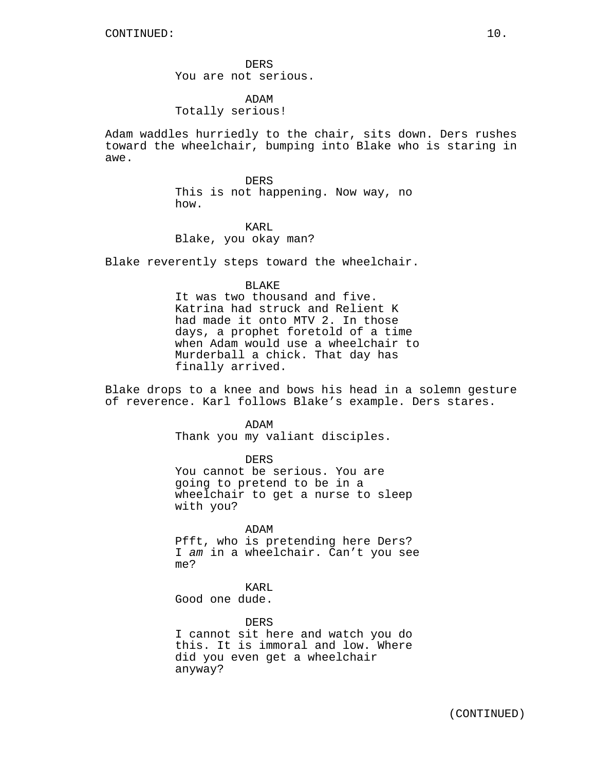CONTINUED:

DERS
You are not serious.

ADAM
Totally serious!

Adam waddles hurriedly to the chair, sits down. Ders rushes toward the wheelchair, bumping into Blake who is staring in awe.

DERS
This is not happening. Now way, no how.

KARL
Blake, you okay man?

Blake reverently steps toward the wheelchair.

BLAKE
It was two thousand and five. Katrina had struck and Relient K had made it onto MTV 2. In those days, a prophet foretold of a time when Adam would use a wheelchair to Murderball a chick. That day has finally arrived.

Blake drops to a knee and bows his head in a solemn gesture of reverence. Karl follows Blake's example. Ders stares.

ADAM
Thank you my valiant disciples.

DERS
You cannot be serious. You are going to pretend to be in a wheelchair to get a nurse to sleep with you?

ADAM
Pfft, who is pretending here Ders? I *am* in a wheelchair. Can't you see me?

KARL
Good one dude.

DERS
I cannot sit here and watch you do this. It is immoral and low. Where did you even get a wheelchair anyway?

(CONTINUED)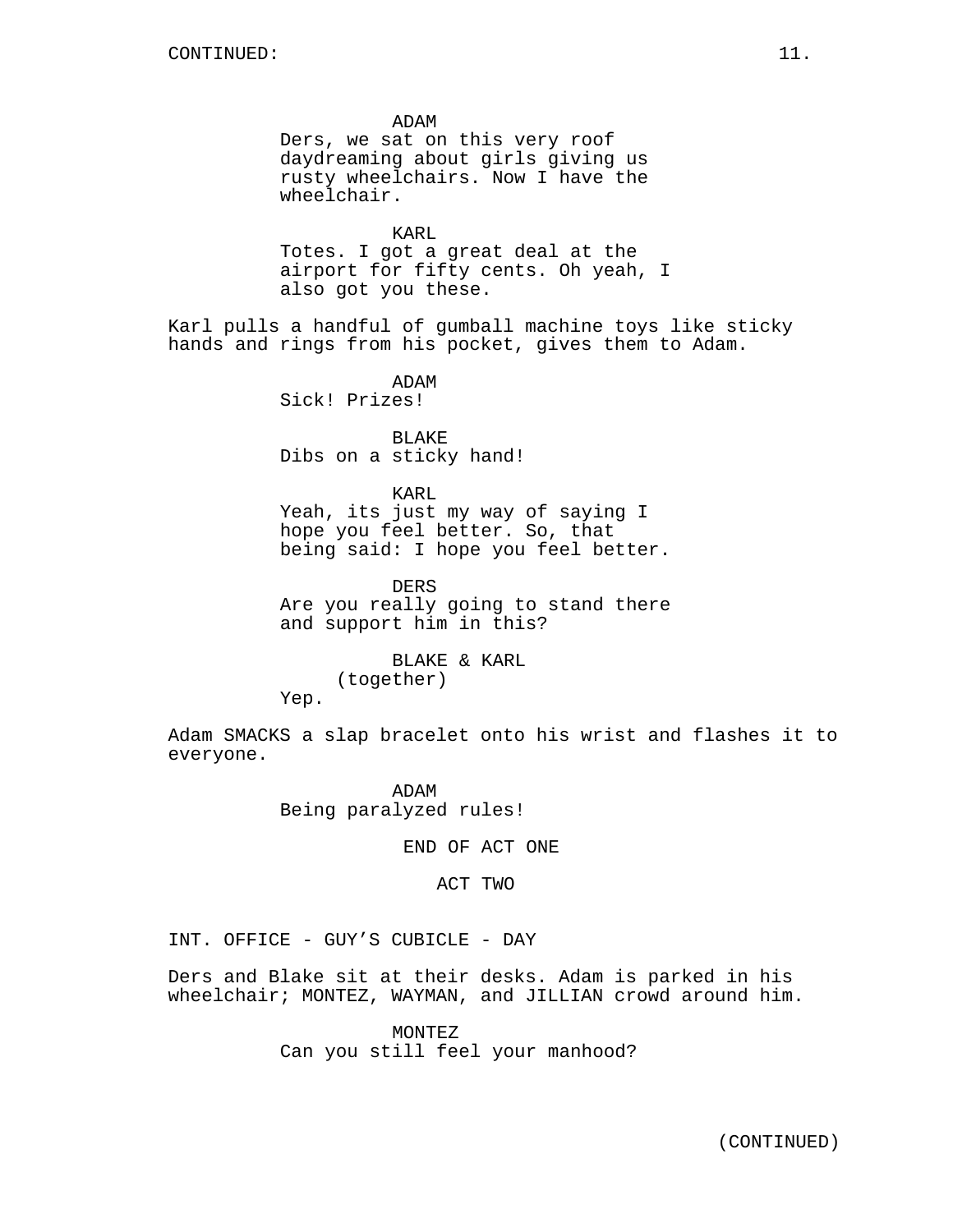ADAM
Ders, we sat on this very roof daydreaming about girls giving us rusty wheelchairs. Now I have the wheelchair.

KARL
Totes. I got a great deal at the airport for fifty cents. Oh yeah, I also got you these.

Karl pulls a handful of gumball machine toys like sticky hands and rings from his pocket, gives them to Adam.

ADAM
Sick! Prizes!

BLAKE
Dibs on a sticky hand!

KARL
Yeah, its just my way of saying I hope you feel better. So, that being said: I hope you feel better.

DERS
Are you really going to stand there and support him in this?

BLAKE & KARL
(together)
Yep.

Adam SMACKS a slap bracelet onto his wrist and flashes it to everyone.

ADAM
Being paralyzed rules!

END OF ACT ONE

ACT TWO

INT. OFFICE - GUY'S CUBICLE - DAY

Ders and Blake sit at their desks. Adam is parked in his wheelchair; MONTEZ, WAYMAN, and JILLIAN crowd around him.

MONTEZ
Can you still feel your manhood?

(CONTINUED)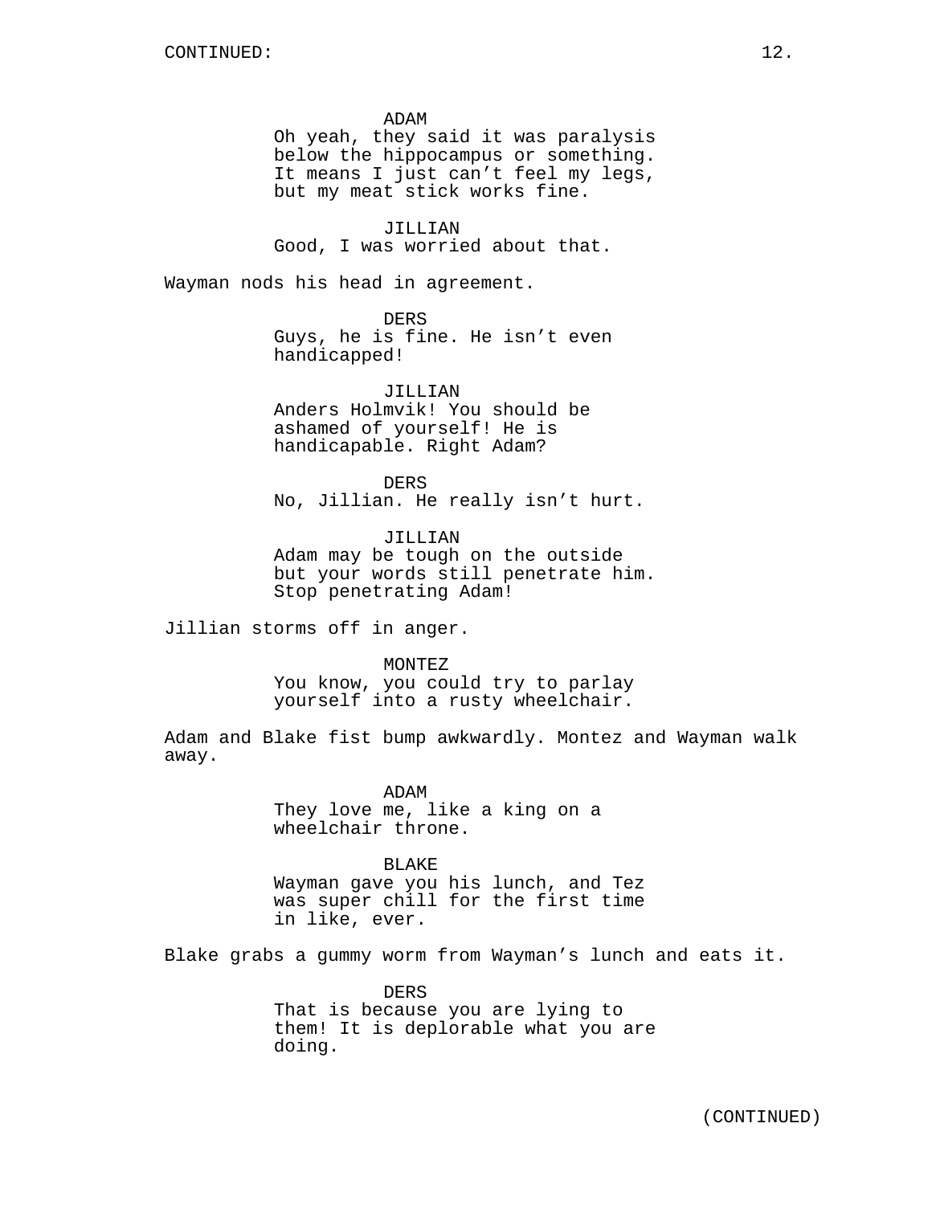CONTINUED:

ADAM
Oh yeah, they said it was paralysis below the hippocampus or something. It means I just can't feel my legs, but my meat stick works fine.

JILLIAN
Good, I was worried about that.

Wayman nods his head in agreement.

DERS
Guys, he is fine. He isn't even handicapped!

JILLIAN
Anders Holmvik! You should be ashamed of yourself! He is handicapable. Right Adam?

DERS
No, Jillian. He really isn't hurt.

JILLIAN
Adam may be tough on the outside but your words still penetrate him. Stop penetrating Adam!

Jillian storms off in anger.

MONTEZ
You know, you could try to parlay yourself into a rusty wheelchair.

Adam and Blake fist bump awkwardly. Montez and Wayman walk away.

ADAM
They love me, like a king on a wheelchair throne.

BLAKE
Wayman gave you his lunch, and Tez was super chill for the first time in like, ever.

Blake grabs a gummy worm from Wayman's lunch and eats it.

DERS
That is because you are lying to them! It is deplorable what you are doing.

(CONTINUED)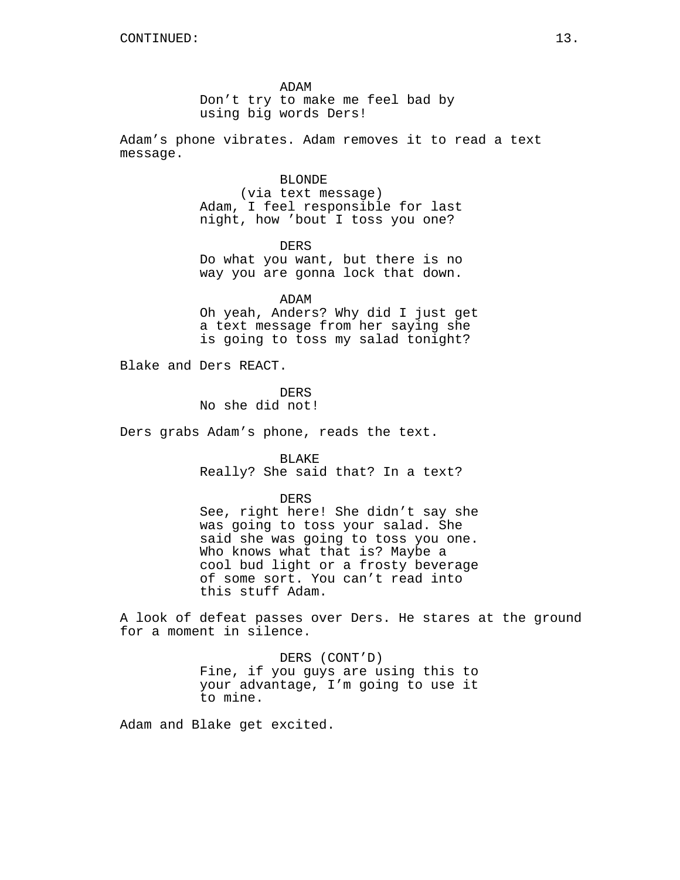CONTINUED:

ADAM
Don't try to make me feel bad by using big words Ders!

Adam's phone vibrates. Adam removes it to read a text message.

BLONDE
(via text message)
Adam, I feel responsible for last night, how 'bout I toss you one?

DERS
Do what you want, but there is no way you are gonna lock that down.

ADAM
Oh yeah, Anders? Why did I just get a text message from her saying she is going to toss my salad tonight?

Blake and Ders REACT.

DERS
No she did not!

Ders grabs Adam's phone, reads the text.

BLAKE
Really? She said that? In a text?

DERS
See, right here! She didn't say she was going to toss your salad. She said she was going to toss you one. Who knows what that is? Maybe a cool bud light or a frosty beverage of some sort. You can't read into this stuff Adam.

A look of defeat passes over Ders. He stares at the ground for a moment in silence.

DERS (CONT'D)
Fine, if you guys are using this to your advantage, I'm going to use it to mine.

Adam and Blake get excited.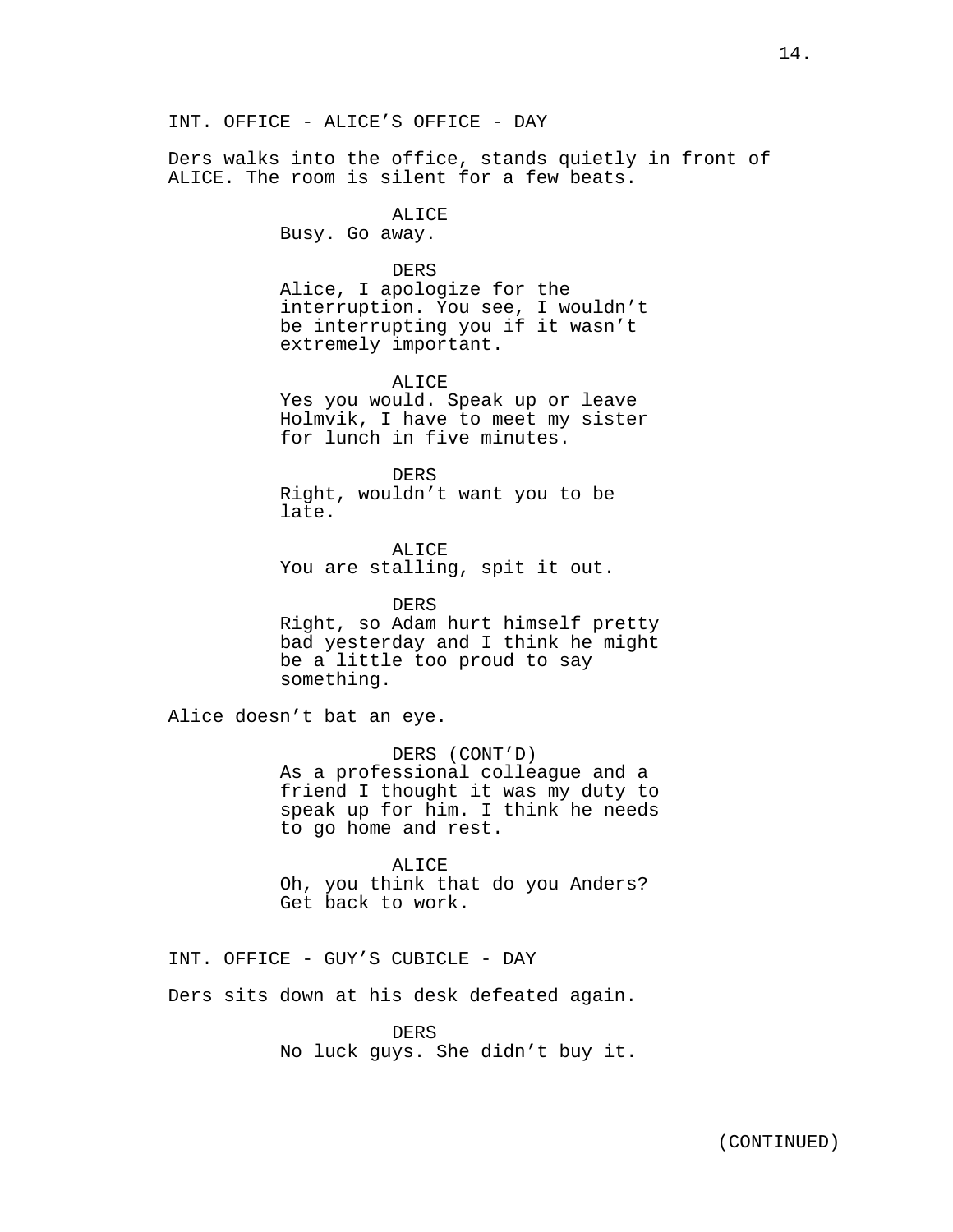INT. OFFICE - ALICE'S OFFICE - DAY

Ders walks into the office, stands quietly in front of ALICE. The room is silent for a few beats.

ALICE
Busy. Go away.

DERS
Alice, I apologize for the interruption. You see, I wouldn't be interrupting you if it wasn't extremely important.

ALICE
Yes you would. Speak up or leave Holmvik, I have to meet my sister for lunch in five minutes.

DERS
Right, wouldn't want you to be late.

ALICE
You are stalling, spit it out.

DERS
Right, so Adam hurt himself pretty bad yesterday and I think he might be a little too proud to say something.

Alice doesn't bat an eye.

DERS (CONT'D)
As a professional colleague and a friend I thought it was my duty to speak up for him. I think he needs to go home and rest.

ALICE
Oh, you think that do you Anders? Get back to work.

INT. OFFICE - GUY'S CUBICLE - DAY

Ders sits down at his desk defeated again.

DERS
No luck guys. She didn't buy it.

(CONTINUED)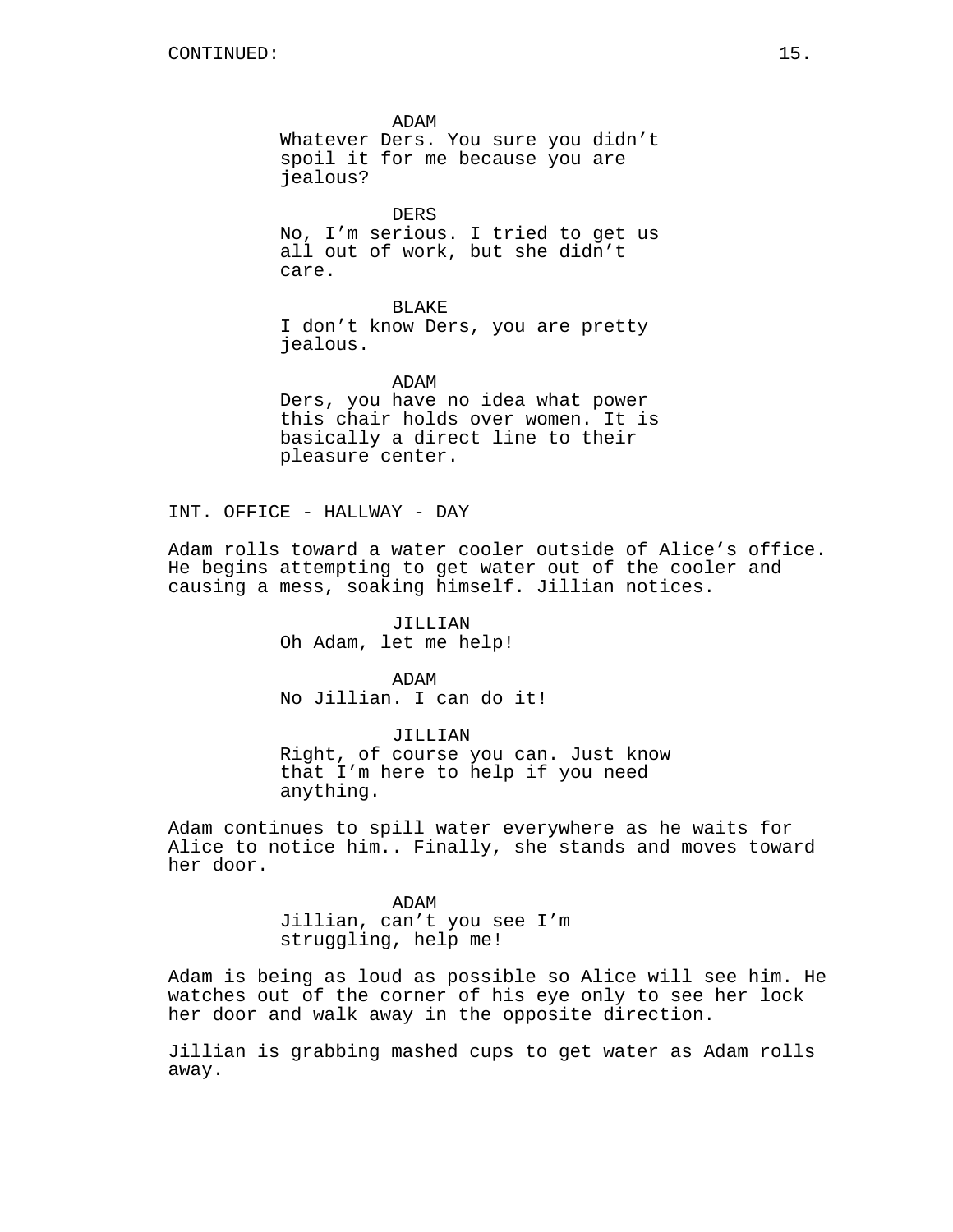ADAM
Whatever Ders. You sure you didn't spoil it for me because you are jealous?

DERS
No, I'm serious. I tried to get us all out of work, but she didn't care.

BLAKE
I don't know Ders, you are pretty jealous.

ADAM
Ders, you have no idea what power this chair holds over women. It is basically a direct line to their pleasure center.

INT. OFFICE - HALLWAY - DAY

Adam rolls toward a water cooler outside of Alice's office. He begins attempting to get water out of the cooler and causing a mess, soaking himself. Jillian notices.

JILLIAN
Oh Adam, let me help!

ADAM
No Jillian. I can do it!

JILLIAN
Right, of course you can. Just know that I'm here to help if you need anything.

Adam continues to spill water everywhere as he waits for Alice to notice him.. Finally, she stands and moves toward her door.

ADAM
Jillian, can't you see I'm struggling, help me!

Adam is being as loud as possible so Alice will see him. He watches out of the corner of his eye only to see her lock her door and walk away in the opposite direction.

Jillian is grabbing mashed cups to get water as Adam rolls away.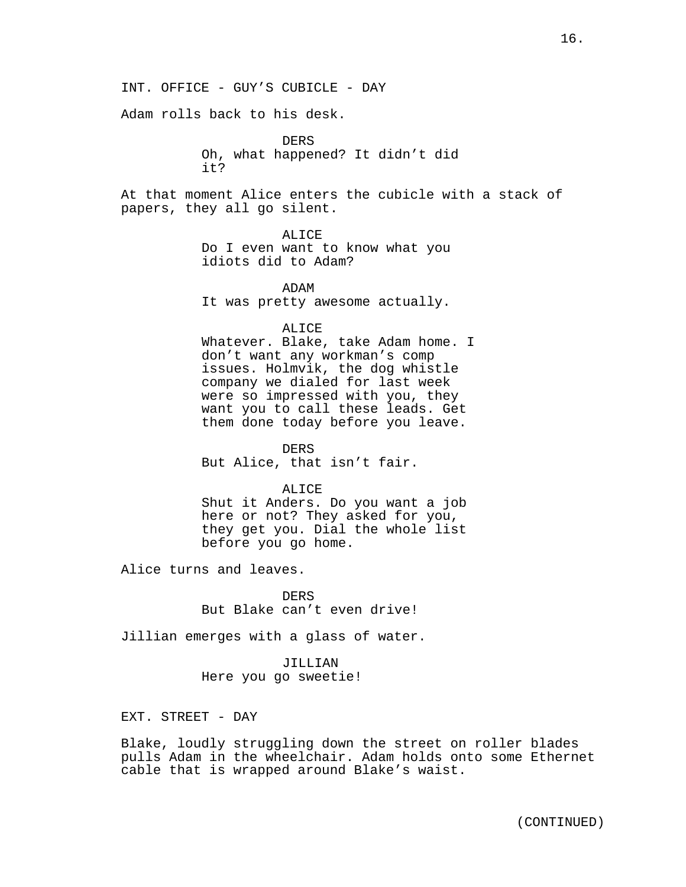INT. OFFICE - GUY'S CUBICLE - DAY

Adam rolls back to his desk.

DERS
Oh, what happened? It didn't did it?

At that moment Alice enters the cubicle with a stack of papers, they all go silent.

ALICE
Do I even want to know what you idiots did to Adam?

ADAM
It was pretty awesome actually.

ALICE
Whatever. Blake, take Adam home. I don't want any workman's comp issues. Holmvik, the dog whistle company we dialed for last week were so impressed with you, they want you to call these leads. Get them done today before you leave.

DERS
But Alice, that isn't fair.

ALICE
Shut it Anders. Do you want a job here or not? They asked for you, they get you. Dial the whole list before you go home.

Alice turns and leaves.

DERS
But Blake can't even drive!

Jillian emerges with a glass of water.

JILLIAN
Here you go sweetie!

EXT. STREET - DAY

Blake, loudly struggling down the street on roller blades pulls Adam in the wheelchair. Adam holds onto some Ethernet cable that is wrapped around Blake's waist.

(CONTINUED)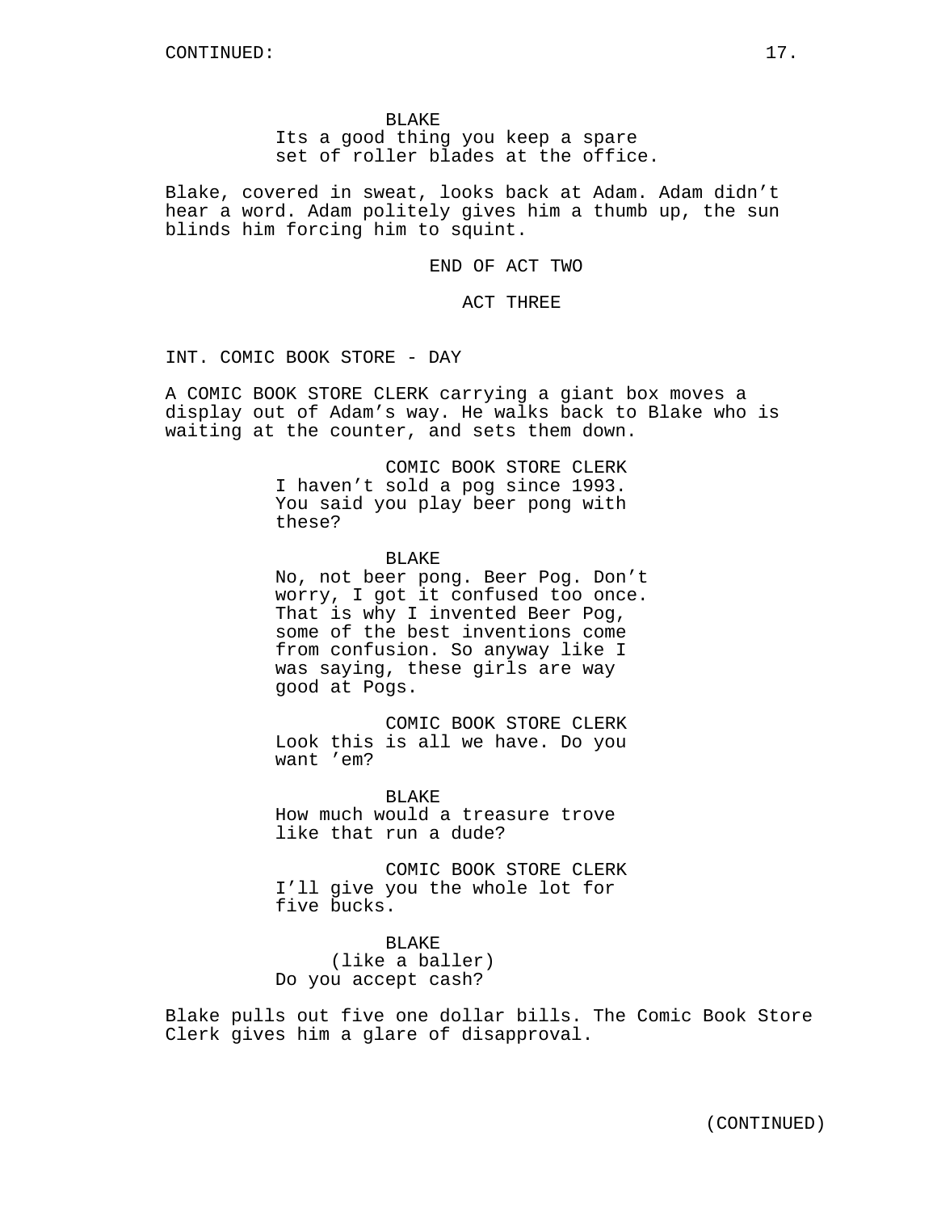BLAKE
Its a good thing you keep a spare set of roller blades at the office.

Blake, covered in sweat, looks back at Adam. Adam didn't hear a word. Adam politely gives him a thumb up, the sun blinds him forcing him to squint.

END OF ACT TWO

ACT THREE

INT. COMIC BOOK STORE - DAY

A COMIC BOOK STORE CLERK carrying a giant box moves a display out of Adam's way. He walks back to Blake who is waiting at the counter, and sets them down.

COMIC BOOK STORE CLERK
I haven't sold a pog since 1993. You said you play beer pong with these?

BLAKE
No, not beer pong. Beer Pog. Don't worry, I got it confused too once. That is why I invented Beer Pog, some of the best inventions come from confusion. So anyway like I was saying, these girls are way good at Pogs.

COMIC BOOK STORE CLERK
Look this is all we have. Do you want 'em?

BLAKE
How much would a treasure trove like that run a dude?

COMIC BOOK STORE CLERK
I'll give you the whole lot for five bucks.

BLAKE
(like a baller)
Do you accept cash?

Blake pulls out five one dollar bills. The Comic Book Store Clerk gives him a glare of disapproval.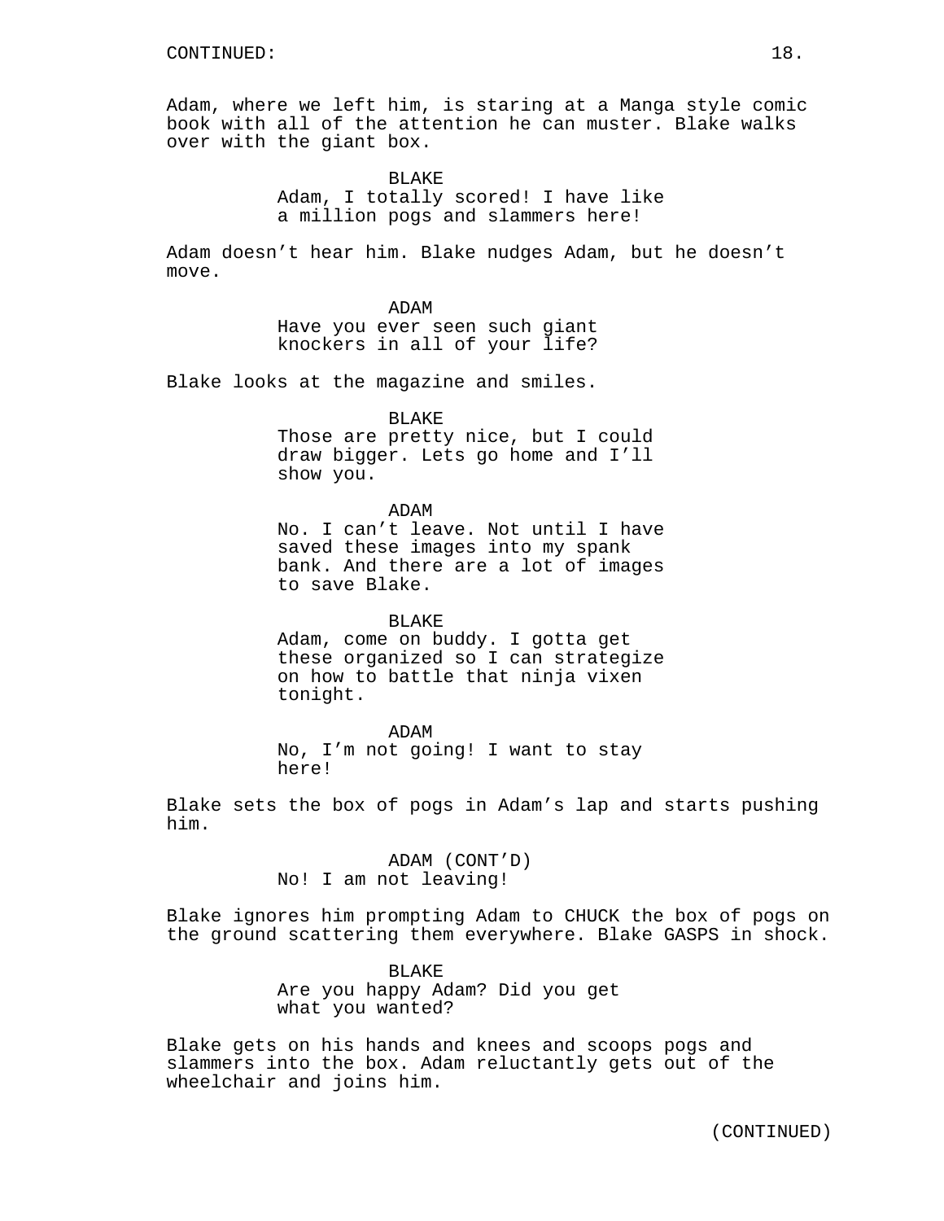Adam, where we left him, is staring at a Manga style comic book with all of the attention he can muster. Blake walks over with the giant box.

BLAKE
Adam, I totally scored! I have like a million pogs and slammers here!

Adam doesn't hear him. Blake nudges Adam, but he doesn't move.

ADAM
Have you ever seen such giant knockers in all of your life?

Blake looks at the magazine and smiles.

BLAKE
Those are pretty nice, but I could draw bigger. Lets go home and I'll show you.

ADAM
No. I can't leave. Not until I have saved these images into my spank bank. And there are a lot of images to save Blake.

BLAKE
Adam, come on buddy. I gotta get these organized so I can strategize on how to battle that ninja vixen tonight.

ADAM
No, I'm not going! I want to stay here!

Blake sets the box of pogs in Adam's lap and starts pushing him.

ADAM (CONT'D)
No! I am not leaving!

Blake ignores him prompting Adam to CHUCK the box of pogs on the ground scattering them everywhere. Blake GASPS in shock.

BLAKE
Are you happy Adam? Did you get what you wanted?

Blake gets on his hands and knees and scoops pogs and slammers into the box. Adam reluctantly gets out of the wheelchair and joins him.

(CONTINUED)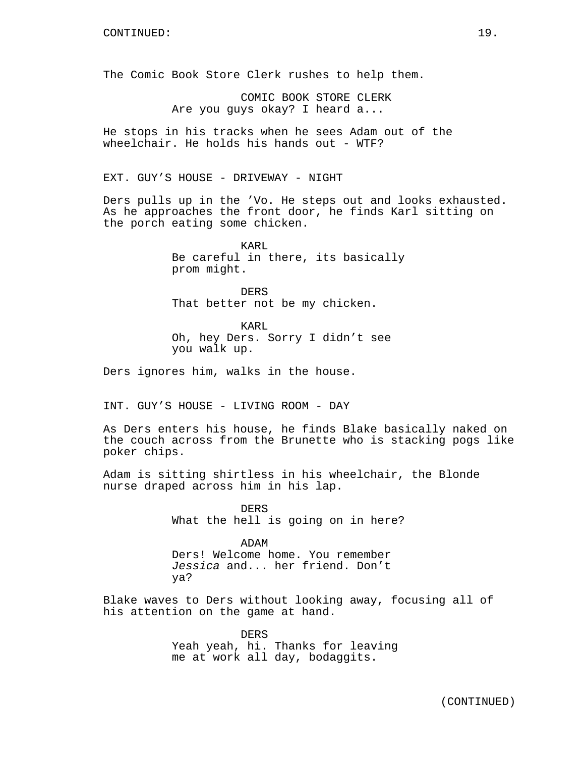The Comic Book Store Clerk rushes to help them.

COMIC BOOK STORE CLERK
Are you guys okay? I heard a...

He stops in his tracks when he sees Adam out of the wheelchair. He holds his hands out - WTF?

EXT. GUY'S HOUSE - DRIVEWAY - NIGHT

Ders pulls up in the 'Vo. He steps out and looks exhausted. As he approaches the front door, he finds Karl sitting on the porch eating some chicken.

KARL
Be careful in there, its basically prom might.

DERS
That better not be my chicken.

KARL
Oh, hey Ders. Sorry I didn't see you walk up.

Ders ignores him, walks in the house.

INT. GUY'S HOUSE - LIVING ROOM - DAY

As Ders enters his house, he finds Blake basically naked on the couch across from the Brunette who is stacking pogs like poker chips.

Adam is sitting shirtless in his wheelchair, the Blonde nurse draped across him in his lap.

DERS
What the hell is going on in here?

ADAM
Ders! Welcome home. You remember *Jessica* and... her friend. Don't ya?

Blake waves to Ders without looking away, focusing all of his attention on the game at hand.

DERS
Yeah yeah, hi. Thanks for leaving me at work all day, bodaggits.

(CONTINUED)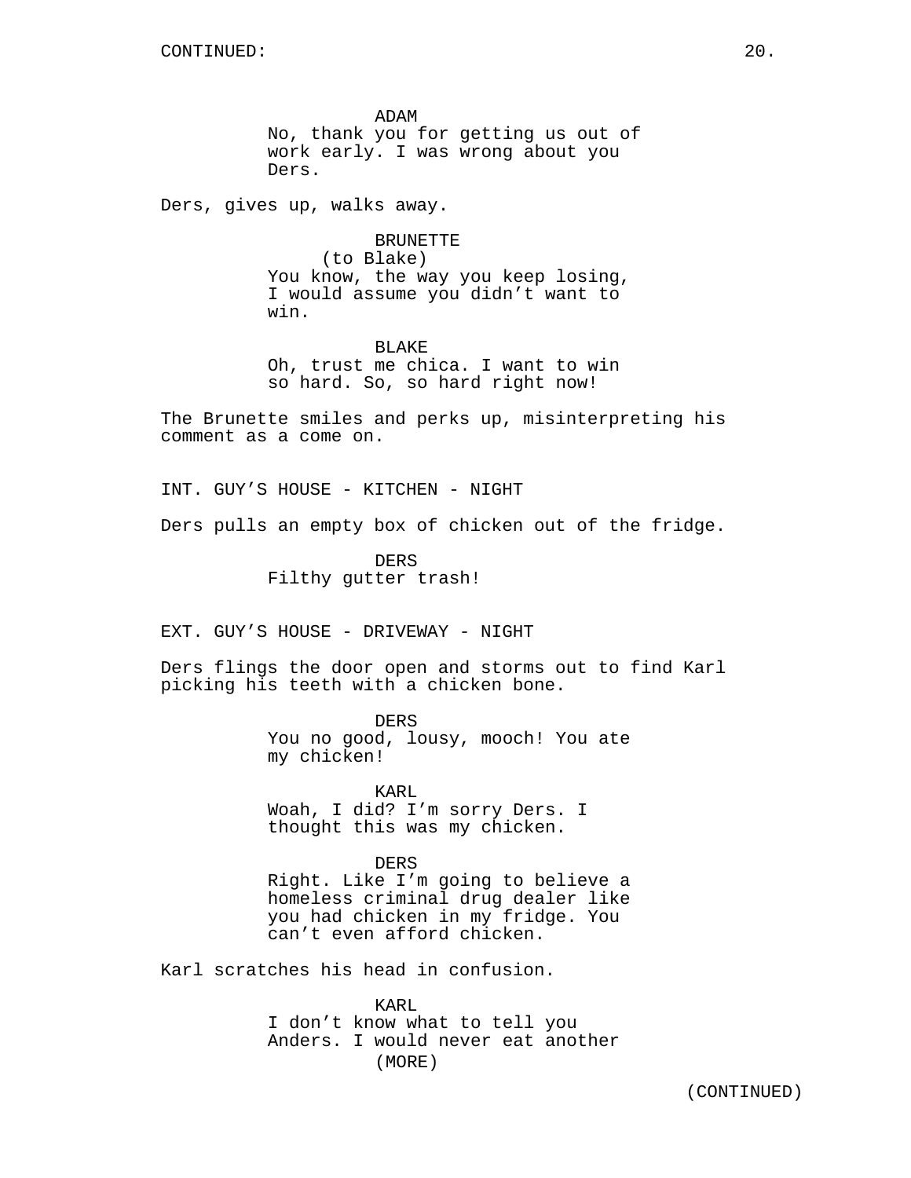CONTINUED:

ADAM
No, thank you for getting us out of work early. I was wrong about you Ders.

Ders, gives up, walks away.

BRUNETTE
(to Blake)
You know, the way you keep losing, I would assume you didn't want to win.

BLAKE
Oh, trust me chica. I want to win so hard. So, so hard right now!

The Brunette smiles and perks up, misinterpreting his comment as a come on.

INT. GUY'S HOUSE - KITCHEN - NIGHT

Ders pulls an empty box of chicken out of the fridge.

DERS
Filthy gutter trash!

EXT. GUY'S HOUSE - DRIVEWAY - NIGHT

Ders flings the door open and storms out to find Karl picking his teeth with a chicken bone.

DERS
You no good, lousy, mooch! You ate my chicken!

KARL
Woah, I did? I'm sorry Ders. I thought this was my chicken.

DERS
Right. Like I'm going to believe a homeless criminal drug dealer like you had chicken in my fridge. You can't even afford chicken.

Karl scratches his head in confusion.

KARL
I don't know what to tell you Anders. I would never eat another
(MORE)

(CONTINUED)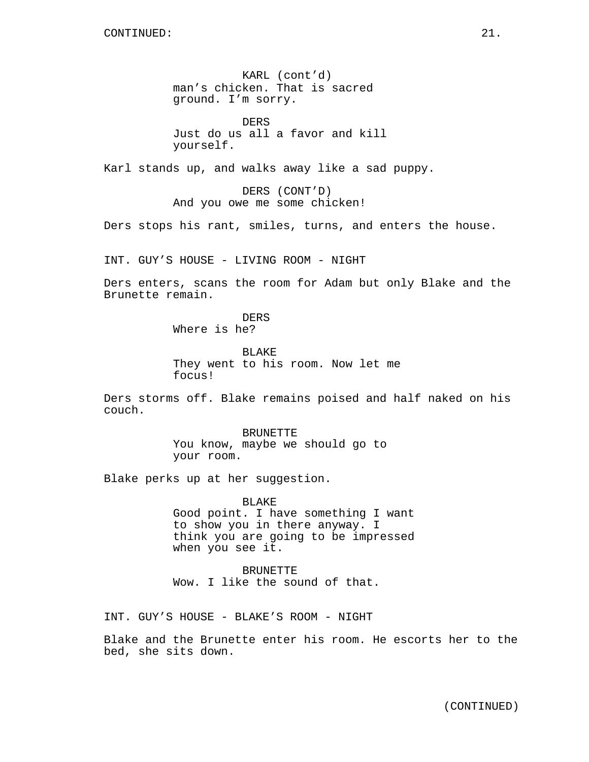KARL (cont'd)
man's chicken. That is sacred ground. I'm sorry.

DERS
Just do us all a favor and kill yourself.

Karl stands up, and walks away like a sad puppy.

DERS (CONT'D)
And you owe me some chicken!

Ders stops his rant, smiles, turns, and enters the house.

INT. GUY'S HOUSE - LIVING ROOM - NIGHT

Ders enters, scans the room for Adam but only Blake and the Brunette remain.

DERS
Where is he?

BLAKE
They went to his room. Now let me focus!

Ders storms off. Blake remains poised and half naked on his couch.

BRUNETTE
You know, maybe we should go to your room.

Blake perks up at her suggestion.

BLAKE
Good point. I have something I want to show you in there anyway. I think you are going to be impressed when you see it.

BRUNETTE
Wow. I like the sound of that.

INT. GUY'S HOUSE - BLAKE'S ROOM - NIGHT

Blake and the Brunette enter his room. He escorts her to the bed, she sits down.

(CONTINUED)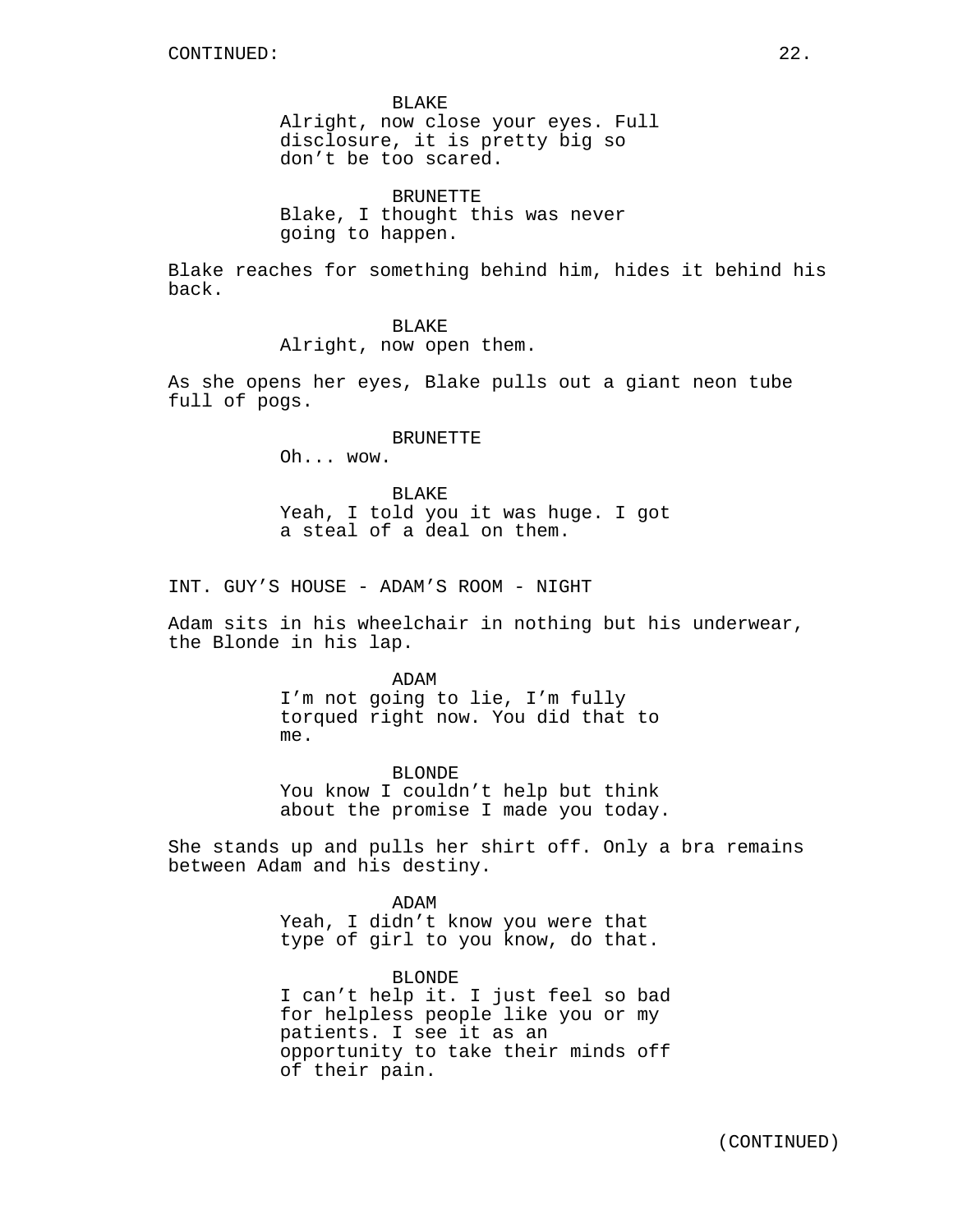BLAKE
Alright, now close your eyes. Full disclosure, it is pretty big so don't be too scared.

BRUNETTE
Blake, I thought this was never going to happen.

Blake reaches for something behind him, hides it behind his back.

BLAKE
Alright, now open them.

As she opens her eyes, Blake pulls out a giant neon tube full of pogs.

BRUNETTE
Oh... wow.

BLAKE
Yeah, I told you it was huge. I got a steal of a deal on them.

INT. GUY'S HOUSE - ADAM'S ROOM - NIGHT

Adam sits in his wheelchair in nothing but his underwear, the Blonde in his lap.

ADAM
I'm not going to lie, I'm fully torqued right now. You did that to me.

BLONDE
You know I couldn't help but think about the promise I made you today.

She stands up and pulls her shirt off. Only a bra remains between Adam and his destiny.

ADAM
Yeah, I didn't know you were that type of girl to you know, do that.

BLONDE
I can't help it. I just feel so bad for helpless people like you or my patients. I see it as an opportunity to take their minds off of their pain.

(CONTINUED)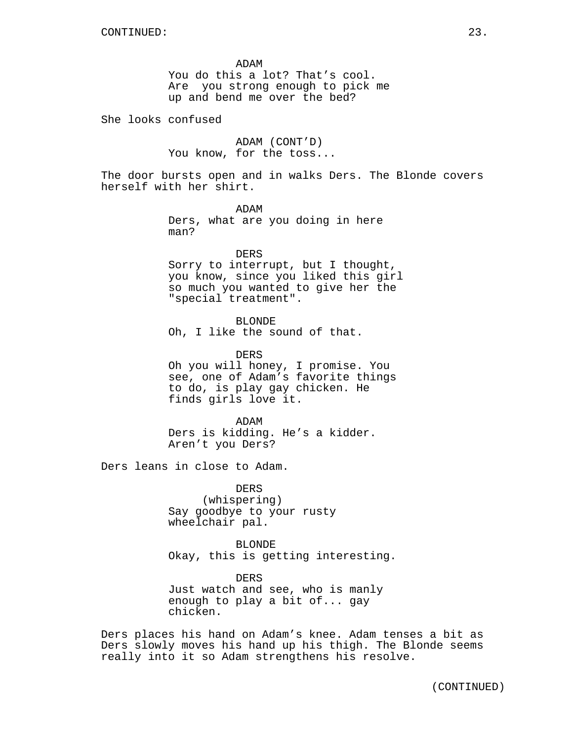ADAM
You do this a lot? That's cool. Are you strong enough to pick me up and bend me over the bed?

She looks confused

ADAM (CONT'D)
You know, for the toss...

The door bursts open and in walks Ders. The Blonde covers herself with her shirt.

ADAM
Ders, what are you doing in here man?

DERS
Sorry to interrupt, but I thought, you know, since you liked this girl so much you wanted to give her the "special treatment".

BLONDE
Oh, I like the sound of that.

DERS
Oh you will honey, I promise. You see, one of Adam's favorite things to do, is play gay chicken. He finds girls love it.

ADAM
Ders is kidding. He's a kidder. Aren't you Ders?

Ders leans in close to Adam.

DERS
(whispering)
Say goodbye to your rusty wheelchair pal.

BLONDE
Okay, this is getting interesting.

DERS
Just watch and see, who is manly enough to play a bit of... gay chicken.

Ders places his hand on Adam's knee. Adam tenses a bit as Ders slowly moves his hand up his thigh. The Blonde seems really into it so Adam strengthens his resolve.

(CONTINUED)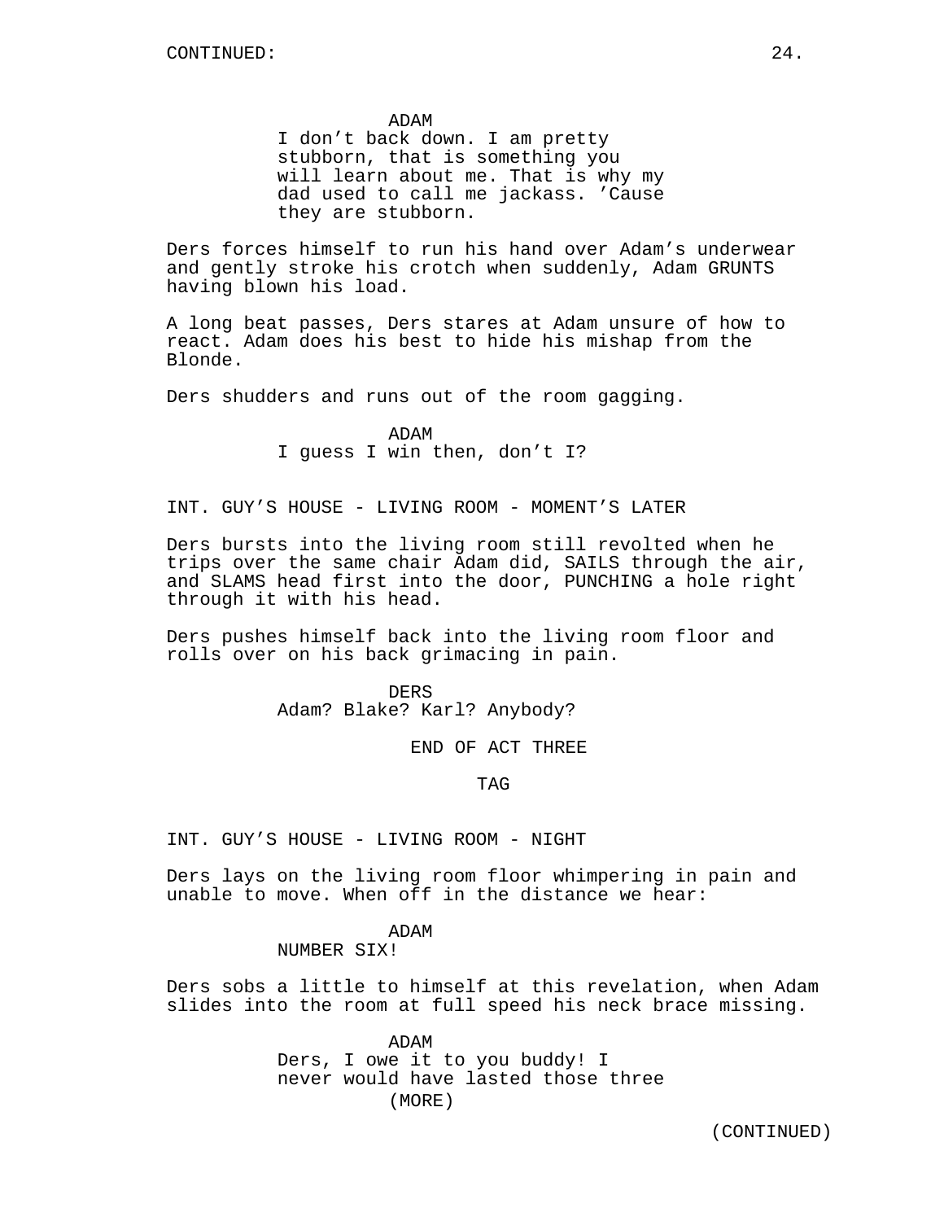ADAM
I don't back down. I am pretty stubborn, that is something you will learn about me. That is why my dad used to call me jackass. 'Cause they are stubborn.

Ders forces himself to run his hand over Adam's underwear and gently stroke his crotch when suddenly, Adam GRUNTS having blown his load.

A long beat passes, Ders stares at Adam unsure of how to react. Adam does his best to hide his mishap from the Blonde.

Ders shudders and runs out of the room gagging.

ADAM
I guess I win then, don't I?

INT. GUY'S HOUSE - LIVING ROOM - MOMENT'S LATER

Ders bursts into the living room still revolted when he trips over the same chair Adam did, SAILS through the air, and SLAMS head first into the door, PUNCHING a hole right through it with his head.

Ders pushes himself back into the living room floor and rolls over on his back grimacing in pain.

DERS
Adam? Blake? Karl? Anybody?

END OF ACT THREE

TAG

INT. GUY'S HOUSE - LIVING ROOM - NIGHT

Ders lays on the living room floor whimpering in pain and unable to move. When off in the distance we hear:

ADAM
NUMBER SIX!

Ders sobs a little to himself at this revelation, when Adam slides into the room at full speed his neck brace missing.

ADAM
Ders, I owe it to you buddy! I never would have lasted those three
(MORE)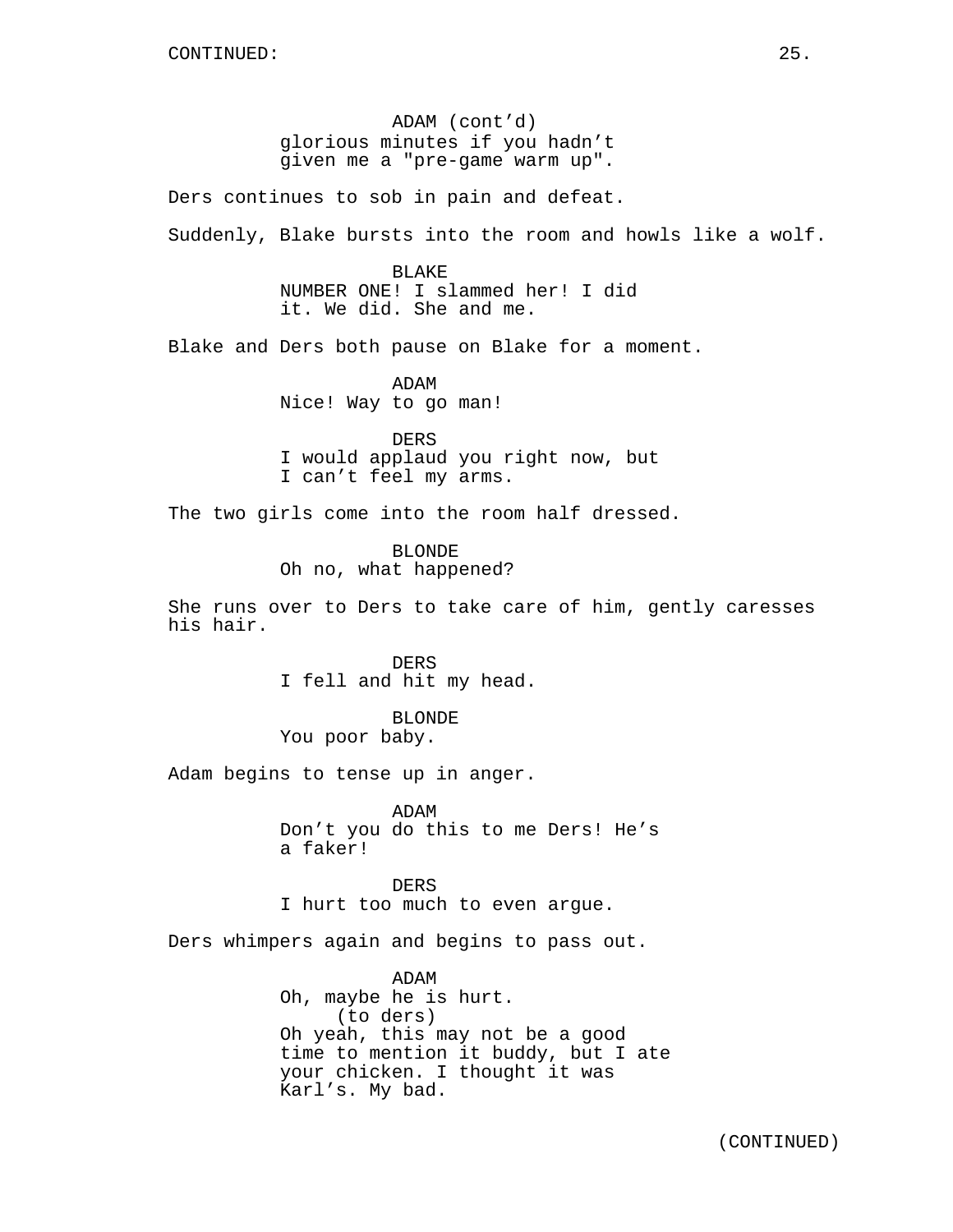CONTINUED:

ADAM (cont'd)
glorious minutes if you hadn't
given me a "pre-game warm up".

Ders continues to sob in pain and defeat.

Suddenly, Blake bursts into the room and howls like a wolf.

BLAKE
NUMBER ONE! I slammed her! I did
it. We did. She and me.

Blake and Ders both pause on Blake for a moment.

ADAM
Nice! Way to go man!

DERS
I would applaud you right now, but
I can't feel my arms.

The two girls come into the room half dressed.

BLONDE
Oh no, what happened?

She runs over to Ders to take care of him, gently caresses
his hair.

DERS
I fell and hit my head.

BLONDE
You poor baby.

Adam begins to tense up in anger.

ADAM
Don't you do this to me Ders! He's
a faker!

DERS
I hurt too much to even argue.

Ders whimpers again and begins to pass out.

ADAM
Oh, maybe he is hurt.
(to ders)
Oh yeah, this may not be a good
time to mention it buddy, but I ate
your chicken. I thought it was
Karl's. My bad.

(CONTINUED)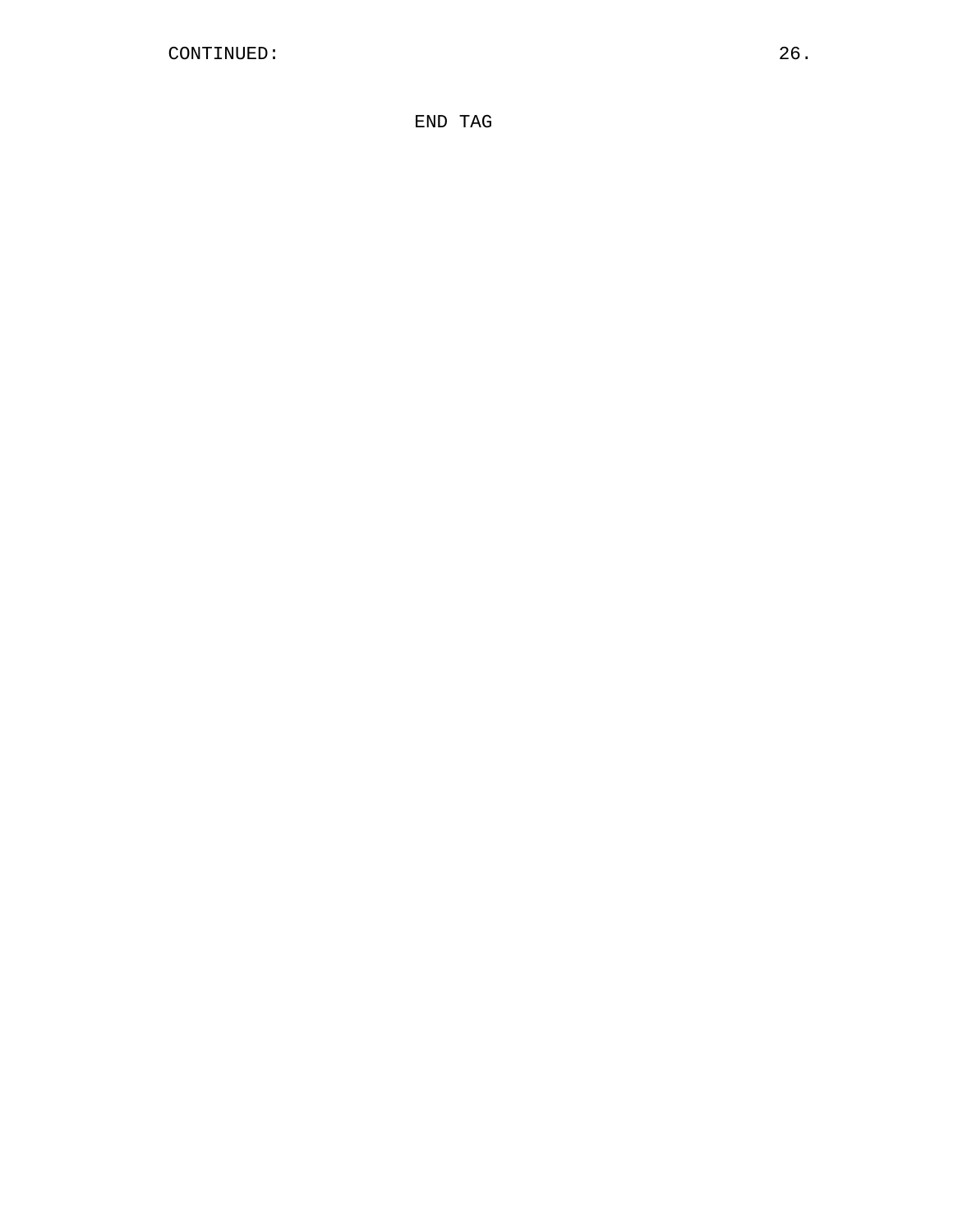CONTINUED:

END TAG